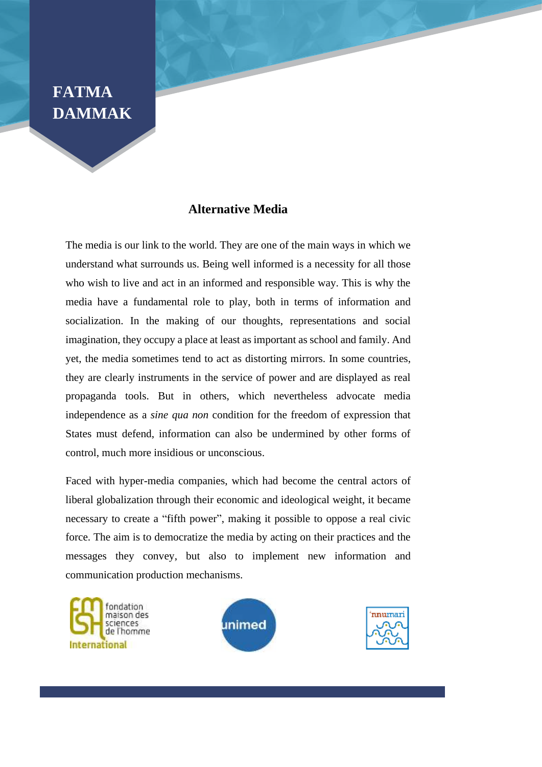# FATMA DAMMAK

## Alternative Media

The media is our link to the world. They are one of the main ways in which we understand what surrounds us. Being well informed is a necessity for all those who wish to live and act in an informed and responsible way. This is why the media have a fundamental role to play, both in terms of information and socialization. In the making of our thoughts, representations and social imagination, they occupy a place at least as important as school and family. And yet, the media sometimes tend to act as distorting mirrors. In some countries, they are clearly instruments in the service of power and are displayed as real propaganda tools. But in others, which nevertheless advocate media independence as a *sine qua non* condition for the freedom of expression that States must defend, information can also be undermined by other forms of control, much more insidious or unconscious.

Faced with hyper-media companies, which had become the central actors of liberal globalization through their economic and ideological weight, it became necessary to create a "fifth power", making it possible to oppose a real civic force. The aim is to democratize the media by acting on their practices and the messages they convey, but also to implement new information and communication production mechanisms.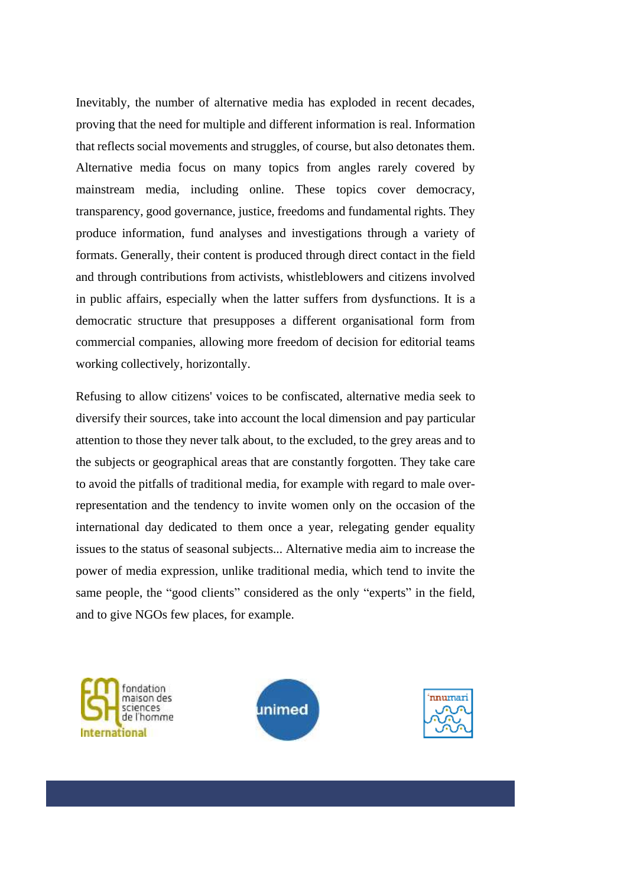Inevitably, the number of alternative media has exploded in recent decades, proving that the need for multiple and different information is real. Information that reflects social movements and struggles, of course, but also detonates them. Alternative media focus on many topics from angles rarely covered by mainstream media, including online. These topics cover democracy, transparency, good governance, justice, freedoms and fundamental rights. They produce information, fund analyses and investigations through a variety of formats. Generally, their content is produced through direct contact in the field and through contributions from activists, whistleblowers and citizens involved in public affairs, especially when the latter suffers from dysfunctions. It is a democratic structure that presupposes a different organisational form from commercial companies, allowing more freedom of decision for editorial teams working collectively, horizontally.

Refusing to allow citizens' voices to be confiscated, alternative media seek to diversify their sources, take into account the local dimension and pay particular attention to those they never talk about, to the excluded, to the grey areas and to the subjects or geographical areas that are constantly forgotten. They take care to avoid the pitfalls of traditional media, for example with regard to male over-representation and the tendency to invite women only on the occasion of the international day dedicated to them once a year, relegating gender equality issues to the status of seasonal subjects... Alternative media aim to increase the power of media expression, unlike traditional media, which tend to invite the same people, the "good clients" considered as the only "experts" in the field, and to give NGOs few places, for example.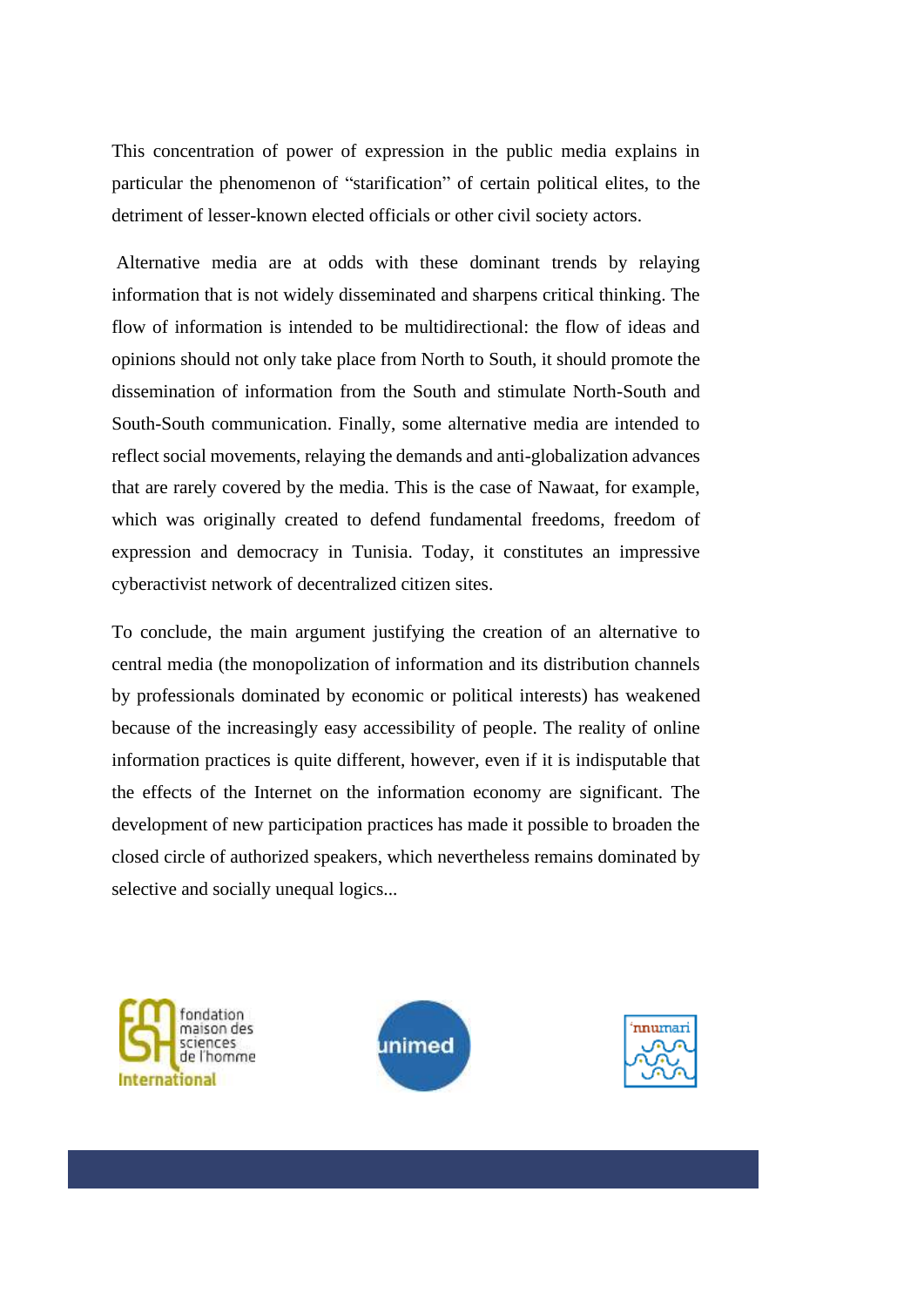This concentration of power of expression in the public media explains in particular the phenomenon of "starification" of certain political elites, to the detriment of lesser-known elected officials or other civil society actors.

Alternative media are at odds with these dominant trends by relaying information that is not widely disseminated and sharpens critical thinking. The flow of information is intended to be multidirectional: the flow of ideas and opinions should not only take place from North to South, it should promote the dissemination of information from the South and stimulate North-South and South-South communication. Finally, some alternative media are intended to reflect social movements, relaying the demands and anti-globalization advances that are rarely covered by the media. This is the case of Nawaat, for example, which was originally created to defend fundamental freedoms, freedom of expression and democracy in Tunisia. Today, it constitutes an impressive cyberactivist network of decentralized citizen sites.

To conclude, the main argument justifying the creation of an alternative to central media (the monopolization of information and its distribution channels by professionals dominated by economic or political interests) has weakened because of the increasingly easy accessibility of people. The reality of online information practices is quite different, however, even if it is indisputable that the effects of the Internet on the information economy are significant. The development of new participation practices has made it possible to broaden the closed circle of authorized speakers, which nevertheless remains dominated by selective and socially unequal logics...

fondation maison des sciences de l'homme International

unimed

'nnumari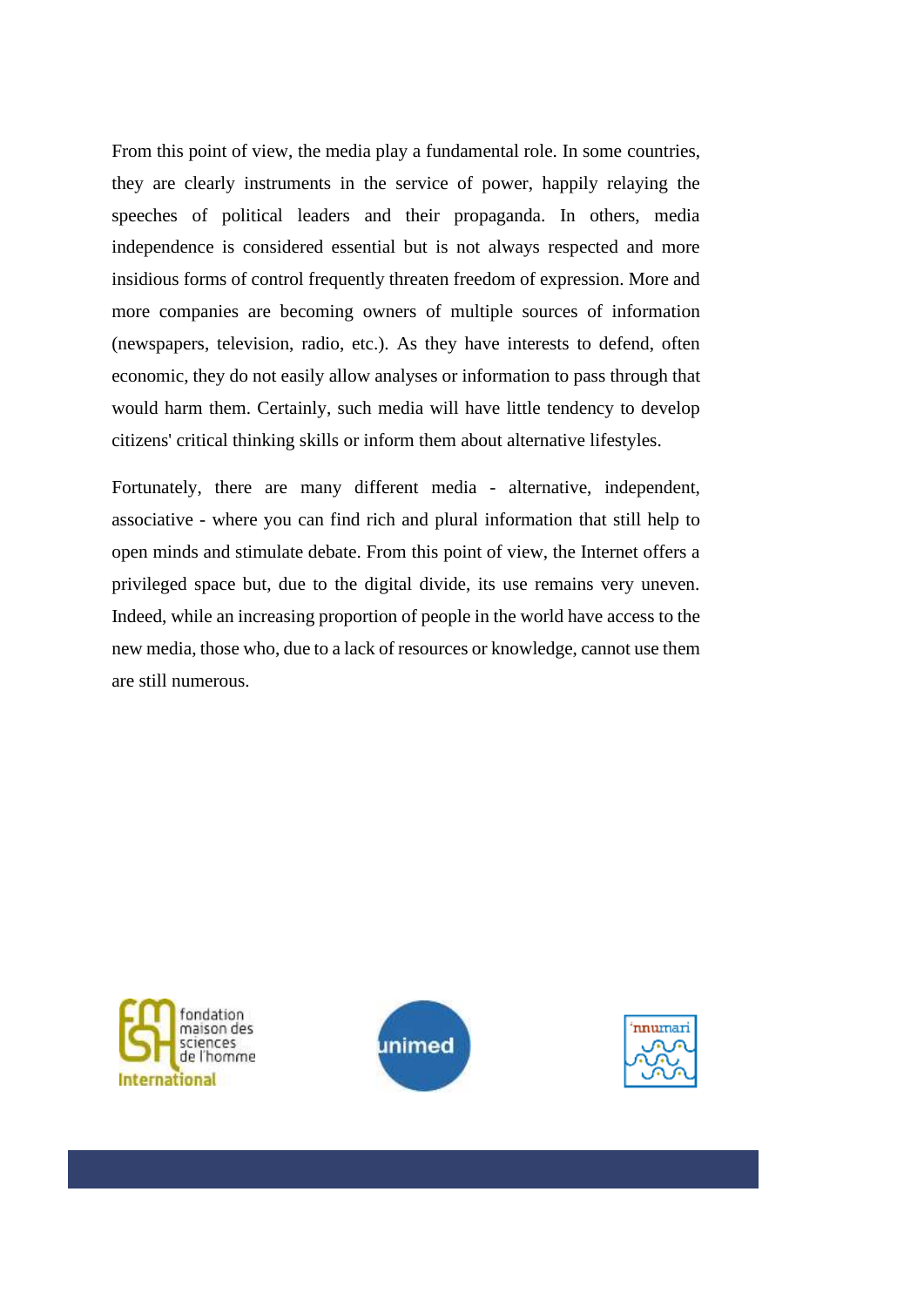From this point of view, the media play a fundamental role. In some countries, they are clearly instruments in the service of power, happily relaying the speeches of political leaders and their propaganda. In others, media independence is considered essential but is not always respected and more insidious forms of control frequently threaten freedom of expression. More and more companies are becoming owners of multiple sources of information (newspapers, television, radio, etc.). As they have interests to defend, often economic, they do not easily allow analyses or information to pass through that would harm them. Certainly, such media will have little tendency to develop citizens' critical thinking skills or inform them about alternative lifestyles.

Fortunately, there are many different media - alternative, independent, associative - where you can find rich and plural information that still help to open minds and stimulate debate. From this point of view, the Internet offers a privileged space but, due to the digital divide, its use remains very uneven. Indeed, while an increasing proportion of people in the world have access to the new media, those who, due to a lack of resources or knowledge, cannot use them are still numerous.